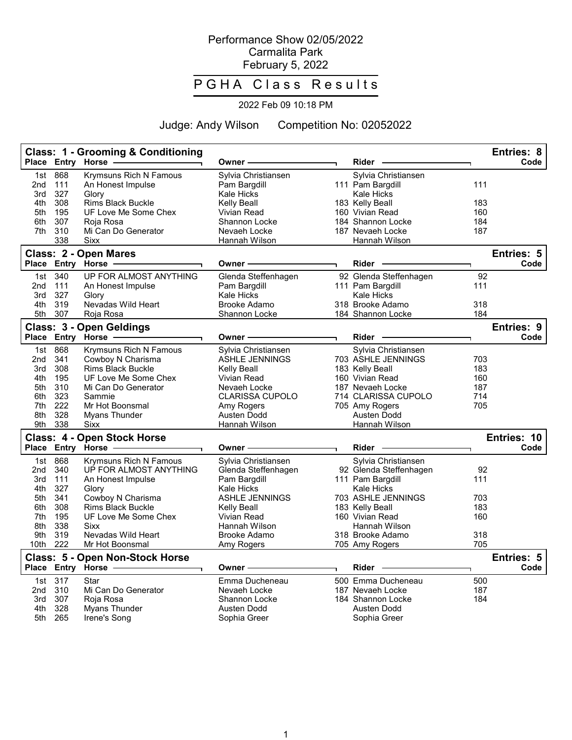Performance Show 02/05/2022
Carmalita Park
February 5, 2022

# PGHA Class Results

2022 Feb 09 10:18 PM

Judge: Andy Wilson    Competition No: 02052022

## Class: 1 - Grooming & Conditioning — Entries: 8

| Place | Entry | Horse | Owner | Rider | Code |
|---|---|---|---|---|---|
| 1st | 868 | Krymsuns Rich N Famous | Sylvia Christiansen | Sylvia Christiansen | |
| 2nd | 111 | An Honest Impulse | Pam Bargdill | 111 Pam Bargdill | 111 |
| 3rd | 327 | Glory | Kale Hicks | Kale Hicks | |
| 4th | 308 | Rims Black Buckle | Kelly Beall | 183 Kelly Beall | 183 |
| 5th | 195 | UF Love Me Some Chex | Vivian Read | 160 Vivian Read | 160 |
| 6th | 307 | Roja Rosa | Shannon Locke | 184 Shannon Locke | 184 |
| 7th | 310 | Mi Can Do Generator | Nevaeh Locke | 187 Nevaeh Locke | 187 |
| | 338 | Sixx | Hannah Wilson | Hannah Wilson | |

## Class: 2 - Open Mares — Entries: 5

| Place | Entry | Horse | Owner | Rider | Code |
|---|---|---|---|---|---|
| 1st | 340 | UP FOR ALMOST ANYTHING | Glenda Steffenhagen | 92 Glenda Steffenhagen | 92 |
| 2nd | 111 | An Honest Impulse | Pam Bargdill | 111 Pam Bargdill | 111 |
| 3rd | 327 | Glory | Kale Hicks | Kale Hicks | |
| 4th | 319 | Nevadas Wild Heart | Brooke Adamo | 318 Brooke Adamo | 318 |
| 5th | 307 | Roja Rosa | Shannon Locke | 184 Shannon Locke | 184 |

## Class: 3 - Open Geldings — Entries: 9

| Place | Entry | Horse | Owner | Rider | Code |
|---|---|---|---|---|---|
| 1st | 868 | Krymsuns Rich N Famous | Sylvia Christiansen | Sylvia Christiansen | |
| 2nd | 341 | Cowboy N Charisma | ASHLE JENNINGS | 703 ASHLE JENNINGS | 703 |
| 3rd | 308 | Rims Black Buckle | Kelly Beall | 183 Kelly Beall | 183 |
| 4th | 195 | UF Love Me Some Chex | Vivian Read | 160 Vivian Read | 160 |
| 5th | 310 | Mi Can Do Generator | Nevaeh Locke | 187 Nevaeh Locke | 187 |
| 6th | 323 | Sammie | CLARISSA CUPOLO | 714 CLARISSA CUPOLO | 714 |
| 7th | 222 | Mr Hot Boonsmal | Amy Rogers | 705 Amy Rogers | 705 |
| 8th | 328 | Myans Thunder | Austen Dodd | Austen Dodd | |
| 9th | 338 | Sixx | Hannah Wilson | Hannah Wilson | |

## Class: 4 - Open Stock Horse — Entries: 10

| Place | Entry | Horse | Owner | Rider | Code |
|---|---|---|---|---|---|
| 1st | 868 | Krymsuns Rich N Famous | Sylvia Christiansen | Sylvia Christiansen | |
| 2nd | 340 | UP FOR ALMOST ANYTHING | Glenda Steffenhagen | 92 Glenda Steffenhagen | 92 |
| 3rd | 111 | An Honest Impulse | Pam Bargdill | 111 Pam Bargdill | 111 |
| 4th | 327 | Glory | Kale Hicks | Kale Hicks | |
| 5th | 341 | Cowboy N Charisma | ASHLE JENNINGS | 703 ASHLE JENNINGS | 703 |
| 6th | 308 | Rims Black Buckle | Kelly Beall | 183 Kelly Beall | 183 |
| 7th | 195 | UF Love Me Some Chex | Vivian Read | 160 Vivian Read | 160 |
| 8th | 338 | Sixx | Hannah Wilson | Hannah Wilson | |
| 9th | 319 | Nevadas Wild Heart | Brooke Adamo | 318 Brooke Adamo | 318 |
| 10th | 222 | Mr Hot Boonsmal | Amy Rogers | 705 Amy Rogers | 705 |

## Class: 5 - Open Non-Stock Horse — Entries: 5

| Place | Entry | Horse | Owner | Rider | Code |
|---|---|---|---|---|---|
| 1st | 317 | Star | Emma Ducheneau | 500 Emma Ducheneau | 500 |
| 2nd | 310 | Mi Can Do Generator | Nevaeh Locke | 187 Nevaeh Locke | 187 |
| 3rd | 307 | Roja Rosa | Shannon Locke | 184 Shannon Locke | 184 |
| 4th | 328 | Myans Thunder | Austen Dodd | Austen Dodd | |
| 5th | 265 | Irene's Song | Sophia Greer | Sophia Greer | |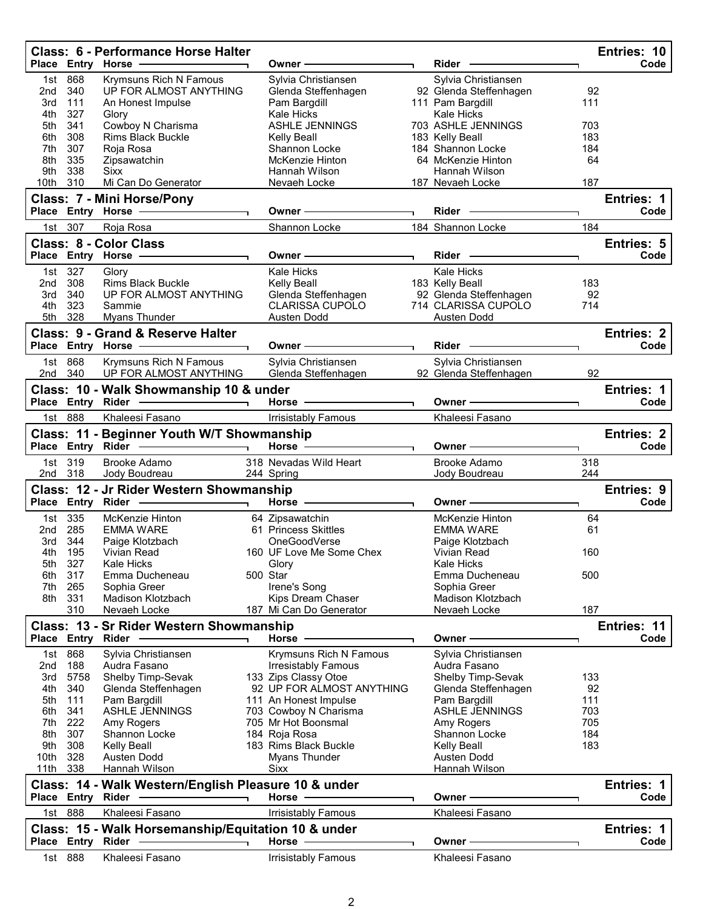## Class: 6 - Performance Horse Halter

Entries: 10

| Place | Entry | Horse | Owner | | Rider | Code |
|---|---|---|---|---|---|---|
| 1st | 868 | Krymsuns Rich N Famous | Sylvia Christiansen | | Sylvia Christiansen | |
| 2nd | 340 | UP FOR ALMOST ANYTHING | Glenda Steffenhagen | 92 | Glenda Steffenhagen | 92 |
| 3rd | 111 | An Honest Impulse | Pam Bargdill | 111 | Pam Bargdill | 111 |
| 4th | 327 | Glory | Kale Hicks | | Kale Hicks | |
| 5th | 341 | Cowboy N Charisma | ASHLE JENNINGS | 703 | ASHLE JENNINGS | 703 |
| 6th | 308 | Rims Black Buckle | Kelly Beall | 183 | Kelly Beall | 183 |
| 7th | 307 | Roja Rosa | Shannon Locke | 184 | Shannon Locke | 184 |
| 8th | 335 | Zipsawatchin | McKenzie Hinton | 64 | McKenzie Hinton | 64 |
| 9th | 338 | Sixx | Hannah Wilson | | Hannah Wilson | |
| 10th | 310 | Mi Can Do Generator | Nevaeh Locke | 187 | Nevaeh Locke | 187 |

## Class: 7 - Mini Horse/Pony

Entries: 1

| Place | Entry | Horse | Owner | | Rider | Code |
|---|---|---|---|---|---|---|
| 1st | 307 | Roja Rosa | Shannon Locke | 184 | Shannon Locke | 184 |

## Class: 8 - Color Class

Entries: 5

| Place | Entry | Horse | Owner | | Rider | Code |
|---|---|---|---|---|---|---|
| 1st | 327 | Glory | Kale Hicks | | Kale Hicks | |
| 2nd | 308 | Rims Black Buckle | Kelly Beall | 183 | Kelly Beall | 183 |
| 3rd | 340 | UP FOR ALMOST ANYTHING | Glenda Steffenhagen | 92 | Glenda Steffenhagen | 92 |
| 4th | 323 | Sammie | CLARISSA CUPOLO | 714 | CLARISSA CUPOLO | 714 |
| 5th | 328 | Myans Thunder | Austen Dodd | | Austen Dodd | |

## Class: 9 - Grand & Reserve Halter

Entries: 2

| Place | Entry | Horse | Owner | | Rider | Code |
|---|---|---|---|---|---|---|
| 1st | 868 | Krymsuns Rich N Famous | Sylvia Christiansen | | Sylvia Christiansen | |
| 2nd | 340 | UP FOR ALMOST ANYTHING | Glenda Steffenhagen | 92 | Glenda Steffenhagen | 92 |

## Class: 10 - Walk Showmanship 10 & under

Entries: 1

| Place | Entry | Rider | | Horse | Owner | Code |
|---|---|---|---|---|---|---|
| 1st | 888 | Khaleesi Fasano | | Irrisistably Famous | Khaleesi Fasano | |

## Class: 11 - Beginner Youth W/T Showmanship

Entries: 2

| Place | Entry | Rider | | Horse | Owner | Code |
|---|---|---|---|---|---|---|
| 1st | 319 | Brooke Adamo | 318 | Nevadas Wild Heart | Brooke Adamo | 318 |
| 2nd | 318 | Jody Boudreau | 244 | Spring | Jody Boudreau | 244 |

## Class: 12 - Jr Rider Western Showmanship

Entries: 9

| Place | Entry | Rider | | Horse | Owner | Code |
|---|---|---|---|---|---|---|
| 1st | 335 | McKenzie Hinton | 64 | Zipsawatchin | McKenzie Hinton | 64 |
| 2nd | 285 | EMMA WARE | 61 | Princess Skittles | EMMA WARE | 61 |
| 3rd | 344 | Paige Klotzbach | | OneGoodVerse | Paige Klotzbach | |
| 4th | 195 | Vivian Read | 160 | UF Love Me Some Chex | Vivian Read | 160 |
| 5th | 327 | Kale Hicks | | Glory | Kale Hicks | |
| 6th | 317 | Emma Ducheneau | 500 | Star | Emma Ducheneau | 500 |
| 7th | 265 | Sophia Greer | | Irene's Song | Sophia Greer | |
| 8th | 331 | Madison Klotzbach | | Kips Dream Chaser | Madison Klotzbach | |
| | 310 | Nevaeh Locke | 187 | Mi Can Do Generator | Nevaeh Locke | 187 |

## Class: 13 - Sr Rider Western Showmanship

Entries: 11

| Place | Entry | Rider | | Horse | Owner | Code |
|---|---|---|---|---|---|---|
| 1st | 868 | Sylvia Christiansen | | Krymsuns Rich N Famous | Sylvia Christiansen | |
| 2nd | 188 | Audra Fasano | | Irresistably Famous | Audra Fasano | |
| 3rd | 5758 | Shelby Timp-Sevak | 133 | Zips Classy Otoe | Shelby Timp-Sevak | 133 |
| 4th | 340 | Glenda Steffenhagen | 92 | UP FOR ALMOST ANYTHING | Glenda Steffenhagen | 92 |
| 5th | 111 | Pam Bargdill | 111 | An Honest Impulse | Pam Bargdill | 111 |
| 6th | 341 | ASHLE JENNINGS | 703 | Cowboy N Charisma | ASHLE JENNINGS | 703 |
| 7th | 222 | Amy Rogers | 705 | Mr Hot Boonsmal | Amy Rogers | 705 |
| 8th | 307 | Shannon Locke | 184 | Roja Rosa | Shannon Locke | 184 |
| 9th | 308 | Kelly Beall | 183 | Rims Black Buckle | Kelly Beall | 183 |
| 10th | 328 | Austen Dodd | | Myans Thunder | Austen Dodd | |
| 11th | 338 | Hannah Wilson | | Sixx | Hannah Wilson | |

## Class: 14 - Walk Western/English Pleasure 10 & under

Entries: 1

| Place | Entry | Rider | | Horse | Owner | Code |
|---|---|---|---|---|---|---|
| 1st | 888 | Khaleesi Fasano | | Irrisistably Famous | Khaleesi Fasano | |

## Class: 15 - Walk Horsemanship/Equitation 10 & under

Entries: 1

| Place | Entry | Rider | | Horse | Owner | Code |
|---|---|---|---|---|---|---|
| 1st | 888 | Khaleesi Fasano | | Irrisistably Famous | Khaleesi Fasano | |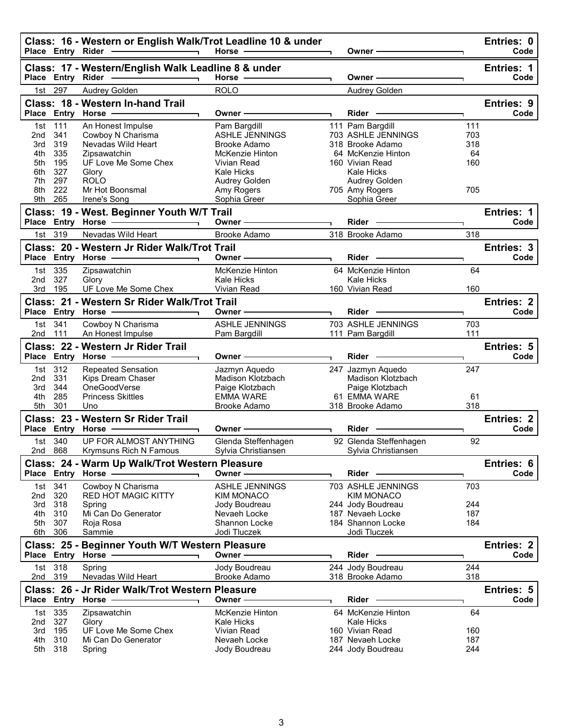## Class: 16 - Western or English Walk/Trot Leadline 10 & under

Entries: 0

| Place | Entry | Rider | Horse | Owner | Code |
|---|---|---|---|---|---|

## Class: 17 - Western/English Walk Leadline 8 & under

Entries: 1

| Place | Entry | Rider | Horse | Owner | Code |
|---|---|---|---|---|---|
| 1st | 297 | Audrey Golden | ROLO | Audrey Golden | |

## Class: 18 - Western In-hand Trail

Entries: 9

| Place | Entry | Horse | Owner | | Rider | | Code |
|---|---|---|---|---|---|---|---|
| 1st | 111 | An Honest Impulse | Pam Bargdill | 111 | Pam Bargdill | 111 | |
| 2nd | 341 | Cowboy N Charisma | ASHLE JENNINGS | 703 | ASHLE JENNINGS | 703 | |
| 3rd | 319 | Nevadas Wild Heart | Brooke Adamo | 318 | Brooke Adamo | 318 | |
| 4th | 335 | Zipsawatchin | McKenzie Hinton | 64 | McKenzie Hinton | 64 | |
| 5th | 195 | UF Love Me Some Chex | Vivian Read | 160 | Vivian Read | 160 | |
| 6th | 327 | Glory | Kale Hicks | | Kale Hicks | | |
| 7th | 297 | ROLO | Audrey Golden | | Audrey Golden | | |
| 8th | 222 | Mr Hot Boonsmal | Amy Rogers | 705 | Amy Rogers | 705 | |
| 9th | 265 | Irene's Song | Sophia Greer | | Sophia Greer | | |

## Class: 19 - West. Beginner Youth W/T Trail

Entries: 1

| Place | Entry | Horse | Owner | | Rider | | Code |
|---|---|---|---|---|---|---|---|
| 1st | 319 | Nevadas Wild Heart | Brooke Adamo | 318 | Brooke Adamo | 318 | |

## Class: 20 - Western Jr Rider Walk/Trot Trail

Entries: 3

| Place | Entry | Horse | Owner | | Rider | | Code |
|---|---|---|---|---|---|---|---|
| 1st | 335 | Zipsawatchin | McKenzie Hinton | 64 | McKenzie Hinton | 64 | |
| 2nd | 327 | Glory | Kale Hicks | | Kale Hicks | | |
| 3rd | 195 | UF Love Me Some Chex | Vivian Read | 160 | Vivian Read | 160 | |

## Class: 21 - Western Sr Rider Walk/Trot Trail

Entries: 2

| Place | Entry | Horse | Owner | | Rider | | Code |
|---|---|---|---|---|---|---|---|
| 1st | 341 | Cowboy N Charisma | ASHLE JENNINGS | 703 | ASHLE JENNINGS | 703 | |
| 2nd | 111 | An Honest Impulse | Pam Bargdill | 111 | Pam Bargdill | 111 | |

## Class: 22 - Western Jr Rider Trail

Entries: 5

| Place | Entry | Horse | Owner | | Rider | | Code |
|---|---|---|---|---|---|---|---|
| 1st | 312 | Repeated Sensation | Jazmyn Aquedo | 247 | Jazmyn Aquedo | 247 | |
| 2nd | 331 | Kips Dream Chaser | Madison Klotzbach | | Madison Klotzbach | | |
| 3rd | 344 | OneGoodVerse | Paige Klotzbach | | Paige Klotzbach | | |
| 4th | 285 | Princess Skittles | EMMA WARE | 61 | EMMA WARE | 61 | |
| 5th | 301 | Uno | Brooke Adamo | 318 | Brooke Adamo | 318 | |

## Class: 23 - Western Sr Rider Trail

Entries: 2

| Place | Entry | Horse | Owner | | Rider | | Code |
|---|---|---|---|---|---|---|---|
| 1st | 340 | UP FOR ALMOST ANYTHING | Glenda Steffenhagen | 92 | Glenda Steffenhagen | 92 | |
| 2nd | 868 | Krymsuns Rich N Famous | Sylvia Christiansen | | Sylvia Christiansen | | |

## Class: 24 - Warm Up Walk/Trot Western Pleasure

Entries: 6

| Place | Entry | Horse | Owner | | Rider | | Code |
|---|---|---|---|---|---|---|---|
| 1st | 341 | Cowboy N Charisma | ASHLE JENNINGS | 703 | ASHLE JENNINGS | 703 | |
| 2nd | 320 | RED HOT MAGIC KITTY | KIM MONACO | | KIM MONACO | | |
| 3rd | 318 | Spring | Jody Boudreau | 244 | Jody Boudreau | 244 | |
| 4th | 310 | Mi Can Do Generator | Nevaeh Locke | 187 | Nevaeh Locke | 187 | |
| 5th | 307 | Roja Rosa | Shannon Locke | 184 | Shannon Locke | 184 | |
| 6th | 306 | Sammie | Jodi Tluczek | | Jodi Tluczek | | |

## Class: 25 - Beginner Youth W/T Western Pleasure

Entries: 2

| Place | Entry | Horse | Owner | | Rider | | Code |
|---|---|---|---|---|---|---|---|
| 1st | 318 | Spring | Jody Boudreau | 244 | Jody Boudreau | 244 | |
| 2nd | 319 | Nevadas Wild Heart | Brooke Adamo | 318 | Brooke Adamo | 318 | |

## Class: 26 - Jr Rider Walk/Trot Western Pleasure

Entries: 5

| Place | Entry | Horse | Owner | | Rider | | Code |
|---|---|---|---|---|---|---|---|
| 1st | 335 | Zipsawatchin | McKenzie Hinton | 64 | McKenzie Hinton | 64 | |
| 2nd | 327 | Glory | Kale Hicks | | Kale Hicks | | |
| 3rd | 195 | UF Love Me Some Chex | Vivian Read | 160 | Vivian Read | 160 | |
| 4th | 310 | Mi Can Do Generator | Nevaeh Locke | 187 | Nevaeh Locke | 187 | |
| 5th | 318 | Spring | Jody Boudreau | 244 | Jody Boudreau | 244 | |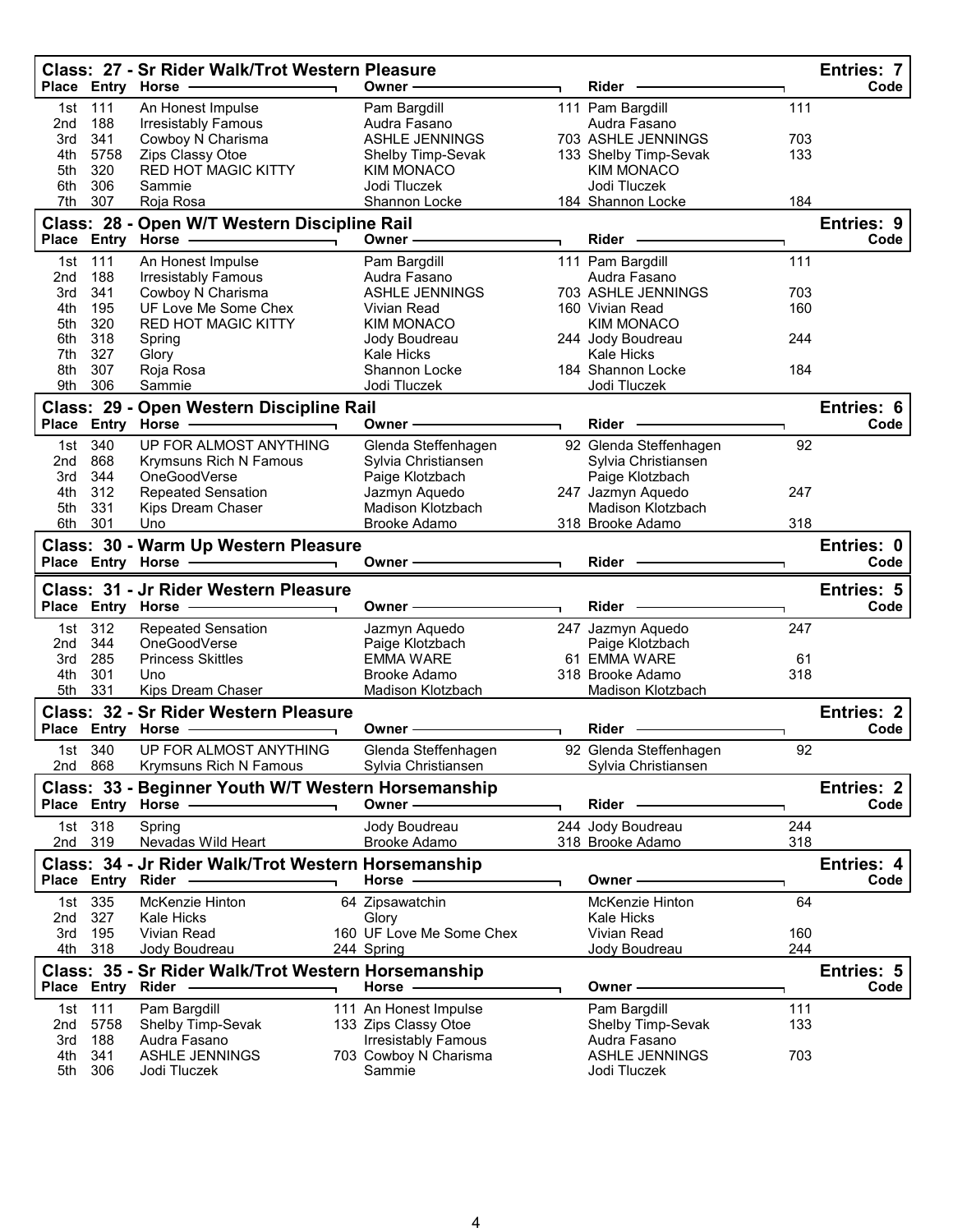## Class: 27 - Sr Rider Walk/Trot Western Pleasure

Entries: 7

| Place | Entry | Horse | Owner | Rider | Code |
|---|---|---|---|---|---|
| 1st | 111 | An Honest Impulse | Pam Bargdill | 111 Pam Bargdill | 111 |
| 2nd | 188 | Irresistably Famous | Audra Fasano | Audra Fasano | |
| 3rd | 341 | Cowboy N Charisma | ASHLE JENNINGS | 703 ASHLE JENNINGS | 703 |
| 4th | 5758 | Zips Classy Otoe | Shelby Timp-Sevak | 133 Shelby Timp-Sevak | 133 |
| 5th | 320 | RED HOT MAGIC KITTY | KIM MONACO | KIM MONACO | |
| 6th | 306 | Sammie | Jodi Tluczek | Jodi Tluczek | |
| 7th | 307 | Roja Rosa | Shannon Locke | 184 Shannon Locke | 184 |

## Class: 28 - Open W/T Western Discipline Rail

Entries: 9

| Place | Entry | Horse | Owner | Rider | Code |
|---|---|---|---|---|---|
| 1st | 111 | An Honest Impulse | Pam Bargdill | 111 Pam Bargdill | 111 |
| 2nd | 188 | Irresistably Famous | Audra Fasano | Audra Fasano | |
| 3rd | 341 | Cowboy N Charisma | ASHLE JENNINGS | 703 ASHLE JENNINGS | 703 |
| 4th | 195 | UF Love Me Some Chex | Vivian Read | 160 Vivian Read | 160 |
| 5th | 320 | RED HOT MAGIC KITTY | KIM MONACO | KIM MONACO | |
| 6th | 318 | Spring | Jody Boudreau | 244 Jody Boudreau | 244 |
| 7th | 327 | Glory | Kale Hicks | Kale Hicks | |
| 8th | 307 | Roja Rosa | Shannon Locke | 184 Shannon Locke | 184 |
| 9th | 306 | Sammie | Jodi Tluczek | Jodi Tluczek | |

## Class: 29 - Open Western Discipline Rail

Entries: 6

| Place | Entry | Horse | Owner | Rider | Code |
|---|---|---|---|---|---|
| 1st | 340 | UP FOR ALMOST ANYTHING | Glenda Steffenhagen | 92 Glenda Steffenhagen | 92 |
| 2nd | 868 | Krymsuns Rich N Famous | Sylvia Christiansen | Sylvia Christiansen | |
| 3rd | 344 | OneGoodVerse | Paige Klotzbach | Paige Klotzbach | |
| 4th | 312 | Repeated Sensation | Jazmyn Aquedo | 247 Jazmyn Aquedo | 247 |
| 5th | 331 | Kips Dream Chaser | Madison Klotzbach | Madison Klotzbach | |
| 6th | 301 | Uno | Brooke Adamo | 318 Brooke Adamo | 318 |

## Class: 30 - Warm Up Western Pleasure

Entries: 0

| Place | Entry | Horse | Owner | Rider | Code |
|---|---|---|---|---|---|

## Class: 31 - Jr Rider Western Pleasure

Entries: 5

| Place | Entry | Horse | Owner | Rider | Code |
|---|---|---|---|---|---|
| 1st | 312 | Repeated Sensation | Jazmyn Aquedo | 247 Jazmyn Aquedo | 247 |
| 2nd | 344 | OneGoodVerse | Paige Klotzbach | Paige Klotzbach | |
| 3rd | 285 | Princess Skittles | EMMA WARE | 61 EMMA WARE | 61 |
| 4th | 301 | Uno | Brooke Adamo | 318 Brooke Adamo | 318 |
| 5th | 331 | Kips Dream Chaser | Madison Klotzbach | Madison Klotzbach | |

## Class: 32 - Sr Rider Western Pleasure

Entries: 2

| Place | Entry | Horse | Owner | Rider | Code |
|---|---|---|---|---|---|
| 1st | 340 | UP FOR ALMOST ANYTHING | Glenda Steffenhagen | 92 Glenda Steffenhagen | 92 |
| 2nd | 868 | Krymsuns Rich N Famous | Sylvia Christiansen | Sylvia Christiansen | |

## Class: 33 - Beginner Youth W/T Western Horsemanship

Entries: 2

| Place | Entry | Horse | Owner | Rider | Code |
|---|---|---|---|---|---|
| 1st | 318 | Spring | Jody Boudreau | 244 Jody Boudreau | 244 |
| 2nd | 319 | Nevadas Wild Heart | Brooke Adamo | 318 Brooke Adamo | 318 |

## Class: 34 - Jr Rider Walk/Trot Western Horsemanship

Entries: 4

| Place | Entry | Rider | Horse | Owner | Code |
|---|---|---|---|---|---|
| 1st | 335 | McKenzie Hinton | 64 Zipsawatchin | McKenzie Hinton | 64 |
| 2nd | 327 | Kale Hicks | Glory | Kale Hicks | |
| 3rd | 195 | Vivian Read | 160 UF Love Me Some Chex | Vivian Read | 160 |
| 4th | 318 | Jody Boudreau | 244 Spring | Jody Boudreau | 244 |

## Class: 35 - Sr Rider Walk/Trot Western Horsemanship

Entries: 5

| Place | Entry | Rider | Horse | Owner | Code |
|---|---|---|---|---|---|
| 1st | 111 | Pam Bargdill | 111 An Honest Impulse | Pam Bargdill | 111 |
| 2nd | 5758 | Shelby Timp-Sevak | 133 Zips Classy Otoe | Shelby Timp-Sevak | 133 |
| 3rd | 188 | Audra Fasano | Irresistably Famous | Audra Fasano | |
| 4th | 341 | ASHLE JENNINGS | 703 Cowboy N Charisma | ASHLE JENNINGS | 703 |
| 5th | 306 | Jodi Tluczek | Sammie | Jodi Tluczek | |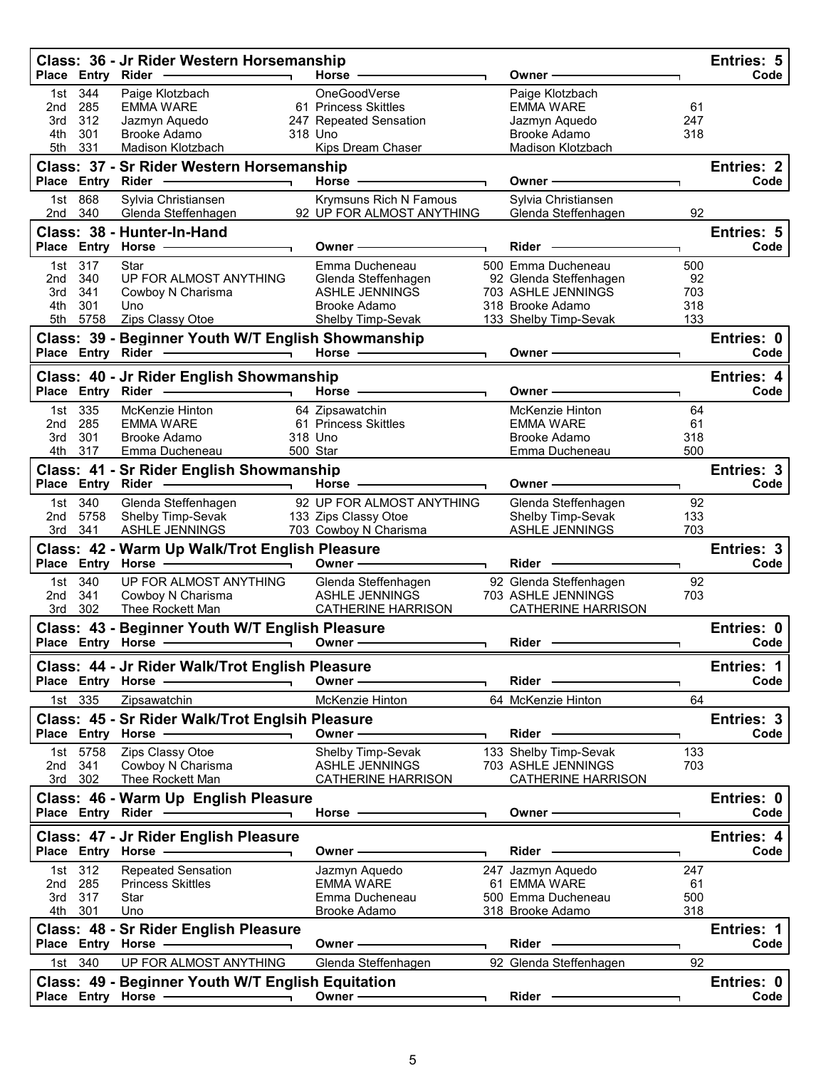## Class: 36 - Jr Rider Western Horsemanship

Entries: 5

| Place | Entry | Rider | | Horse | Owner | | Code |
|---|---|---|---|---|---|---|---|
| 1st | 344 | Paige Klotzbach | | OneGoodVerse | Paige Klotzbach | | |
| 2nd | 285 | EMMA WARE | 61 | Princess Skittles | EMMA WARE | 61 | |
| 3rd | 312 | Jazmyn Aquedo | 247 | Repeated Sensation | Jazmyn Aquedo | 247 | |
| 4th | 301 | Brooke Adamo | 318 | Uno | Brooke Adamo | 318 | |
| 5th | 331 | Madison Klotzbach | | Kips Dream Chaser | Madison Klotzbach | | |

## Class: 37 - Sr Rider Western Horsemanship

Entries: 2

| Place | Entry | Rider | | Horse | Owner | | Code |
|---|---|---|---|---|---|---|---|
| 1st | 868 | Sylvia Christiansen | | Krymsuns Rich N Famous | Sylvia Christiansen | | |
| 2nd | 340 | Glenda Steffenhagen | 92 | UP FOR ALMOST ANYTHING | Glenda Steffenhagen | 92 | |

## Class: 38 - Hunter-In-Hand

Entries: 5

| Place | Entry | Horse | Owner | | Rider | | Code |
|---|---|---|---|---|---|---|---|
| 1st | 317 | Star | Emma Ducheneau | 500 | Emma Ducheneau | 500 | |
| 2nd | 340 | UP FOR ALMOST ANYTHING | Glenda Steffenhagen | 92 | Glenda Steffenhagen | 92 | |
| 3rd | 341 | Cowboy N Charisma | ASHLE JENNINGS | 703 | ASHLE JENNINGS | 703 | |
| 4th | 301 | Uno | Brooke Adamo | 318 | Brooke Adamo | 318 | |
| 5th | 5758 | Zips Classy Otoe | Shelby Timp-Sevak | 133 | Shelby Timp-Sevak | 133 | |

## Class: 39 - Beginner Youth W/T English Showmanship

Entries: 0

| Place | Entry | Rider | Horse | Owner | Code |
|---|---|---|---|---|---|

## Class: 40 - Jr Rider English Showmanship

Entries: 4

| Place | Entry | Rider | | Horse | Owner | | Code |
|---|---|---|---|---|---|---|---|
| 1st | 335 | McKenzie Hinton | 64 | Zipsawatchin | McKenzie Hinton | 64 | |
| 2nd | 285 | EMMA WARE | 61 | Princess Skittles | EMMA WARE | 61 | |
| 3rd | 301 | Brooke Adamo | 318 | Uno | Brooke Adamo | 318 | |
| 4th | 317 | Emma Ducheneau | 500 | Star | Emma Ducheneau | 500 | |

## Class: 41 - Sr Rider English Showmanship

Entries: 3

| Place | Entry | Rider | | Horse | Owner | | Code |
|---|---|---|---|---|---|---|---|
| 1st | 340 | Glenda Steffenhagen | 92 | UP FOR ALMOST ANYTHING | Glenda Steffenhagen | 92 | |
| 2nd | 5758 | Shelby Timp-Sevak | 133 | Zips Classy Otoe | Shelby Timp-Sevak | 133 | |
| 3rd | 341 | ASHLE JENNINGS | 703 | Cowboy N Charisma | ASHLE JENNINGS | 703 | |

## Class: 42 - Warm Up Walk/Trot English Pleasure

Entries: 3

| Place | Entry | Horse | Owner | | Rider | | Code |
|---|---|---|---|---|---|---|---|
| 1st | 340 | UP FOR ALMOST ANYTHING | Glenda Steffenhagen | 92 | Glenda Steffenhagen | 92 | |
| 2nd | 341 | Cowboy N Charisma | ASHLE JENNINGS | 703 | ASHLE JENNINGS | 703 | |
| 3rd | 302 | Thee Rockett Man | CATHERINE HARRISON | | CATHERINE HARRISON | | |

## Class: 43 - Beginner Youth W/T English Pleasure

Entries: 0

| Place | Entry | Horse | Owner | Rider | Code |
|---|---|---|---|---|---|

## Class: 44 - Jr Rider Walk/Trot English Pleasure

Entries: 1

| Place | Entry | Horse | Owner | | Rider | | Code |
|---|---|---|---|---|---|---|---|
| 1st | 335 | Zipsawatchin | McKenzie Hinton | 64 | McKenzie Hinton | 64 | |

## Class: 45 - Sr Rider Walk/Trot Englsih Pleasure

Entries: 3

| Place | Entry | Horse | Owner | | Rider | | Code |
|---|---|---|---|---|---|---|---|
| 1st | 5758 | Zips Classy Otoe | Shelby Timp-Sevak | 133 | Shelby Timp-Sevak | 133 | |
| 2nd | 341 | Cowboy N Charisma | ASHLE JENNINGS | 703 | ASHLE JENNINGS | 703 | |
| 3rd | 302 | Thee Rockett Man | CATHERINE HARRISON | | CATHERINE HARRISON | | |

## Class: 46 - Warm Up English Pleasure

Entries: 0

| Place | Entry | Rider | Horse | Owner | Code |
|---|---|---|---|---|---|

## Class: 47 - Jr Rider English Pleasure

Entries: 4

| Place | Entry | Horse | Owner | | Rider | | Code |
|---|---|---|---|---|---|---|---|
| 1st | 312 | Repeated Sensation | Jazmyn Aquedo | 247 | Jazmyn Aquedo | 247 | |
| 2nd | 285 | Princess Skittles | EMMA WARE | 61 | EMMA WARE | 61 | |
| 3rd | 317 | Star | Emma Ducheneau | 500 | Emma Ducheneau | 500 | |
| 4th | 301 | Uno | Brooke Adamo | 318 | Brooke Adamo | 318 | |

## Class: 48 - Sr Rider English Pleasure

Entries: 1

| Place | Entry | Horse | Owner | | Rider | | Code |
|---|---|---|---|---|---|---|---|
| 1st | 340 | UP FOR ALMOST ANYTHING | Glenda Steffenhagen | 92 | Glenda Steffenhagen | 92 | |

## Class: 49 - Beginner Youth W/T English Equitation

Entries: 0

| Place | Entry | Horse | Owner | Rider | Code |
|---|---|---|---|---|---|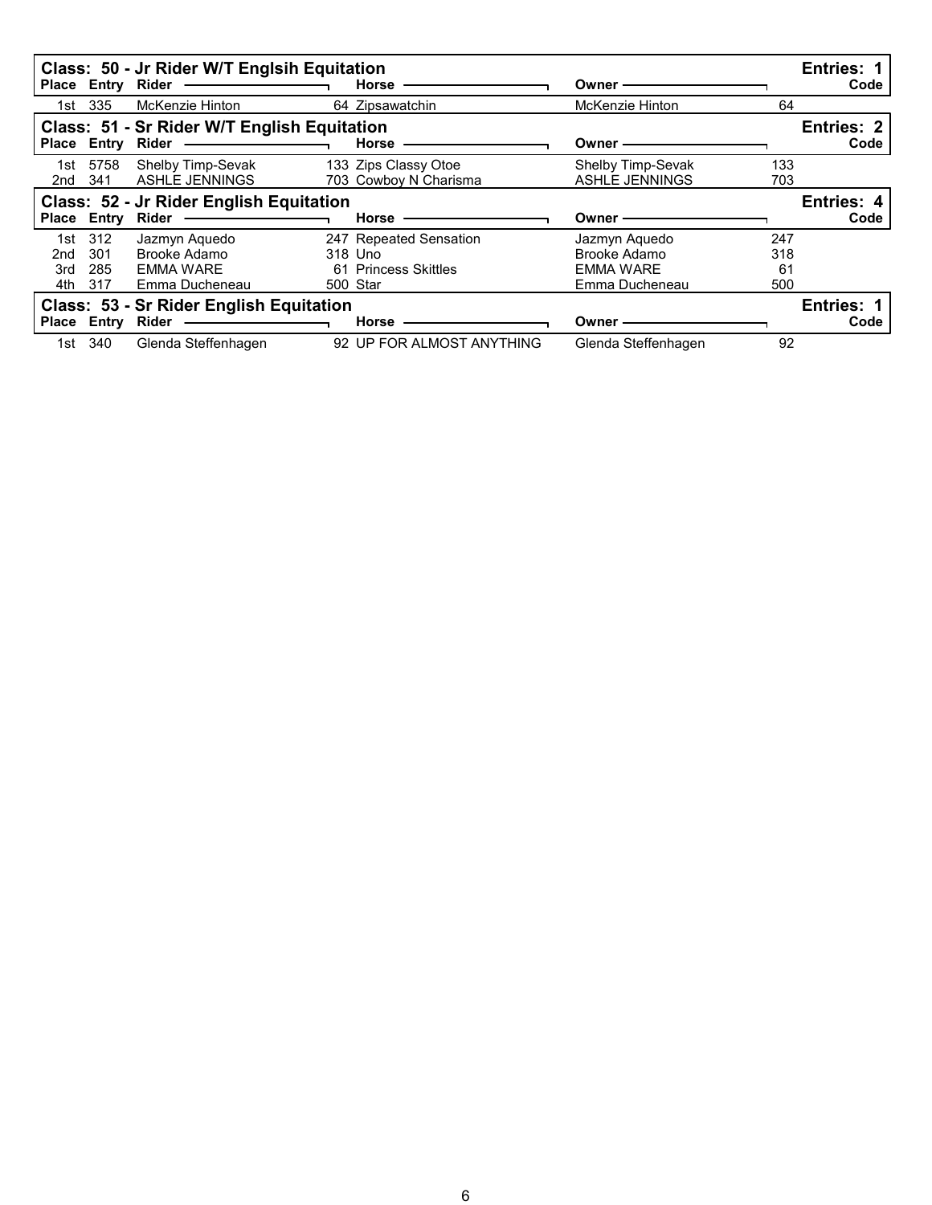## Class: 50 - Jr Rider W/T Englsih Equitation

Entries: 1

| Place | Entry | Rider | Horse | Owner | Code |
| --- | --- | --- | --- | --- | --- |
| 1st | 335 | McKenzie Hinton | 64 Zipsawatchin | McKenzie Hinton | 64 |

## Class: 51 - Sr Rider W/T English Equitation

Entries: 2

| Place | Entry | Rider | Horse | Owner | Code |
| --- | --- | --- | --- | --- | --- |
| 1st | 5758 | Shelby Timp-Sevak | 133 Zips Classy Otoe | Shelby Timp-Sevak | 133 |
| 2nd | 341 | ASHLE JENNINGS | 703 Cowboy N Charisma | ASHLE JENNINGS | 703 |

## Class: 52 - Jr Rider English Equitation

Entries: 4

| Place | Entry | Rider | Horse | Owner | Code |
| --- | --- | --- | --- | --- | --- |
| 1st | 312 | Jazmyn Aquedo | 247 Repeated Sensation | Jazmyn Aquedo | 247 |
| 2nd | 301 | Brooke Adamo | 318 Uno | Brooke Adamo | 318 |
| 3rd | 285 | EMMA WARE | 61 Princess Skittles | EMMA WARE | 61 |
| 4th | 317 | Emma Ducheneau | 500 Star | Emma Ducheneau | 500 |

## Class: 53 - Sr Rider English Equitation

Entries: 1

| Place | Entry | Rider | Horse | Owner | Code |
| --- | --- | --- | --- | --- | --- |
| 1st | 340 | Glenda Steffenhagen | 92 UP FOR ALMOST ANYTHING | Glenda Steffenhagen | 92 |